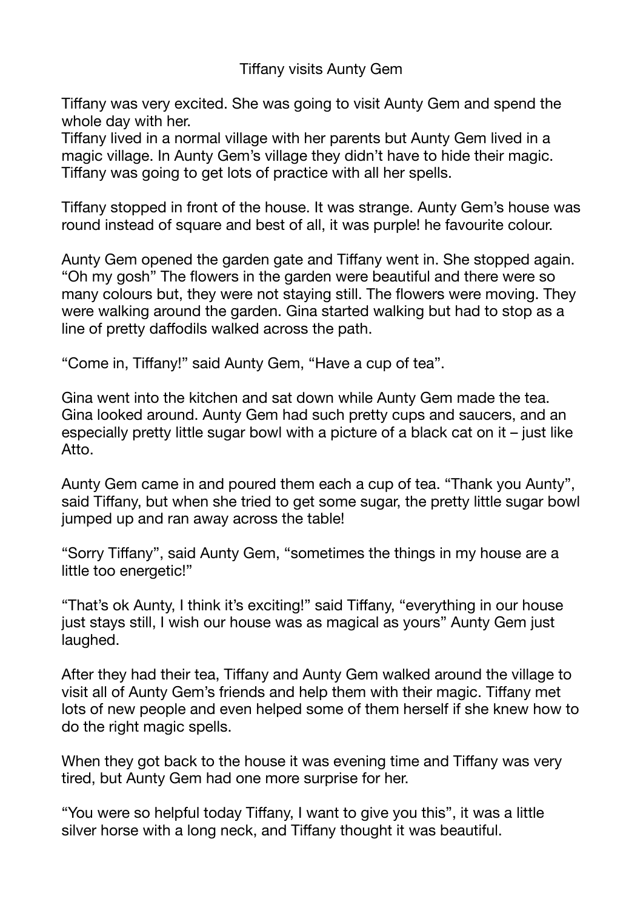# Tiffany visits Aunty Gem

Tiffany was very excited. She was going to visit Aunty Gem and spend the whole day with her.
Tiffany lived in a normal village with her parents but Aunty Gem lived in a magic village. In Aunty Gem's village they didn't have to hide their magic. Tiffany was going to get lots of practice with all her spells.

Tiffany stopped in front of the house. It was strange. Aunty Gem's house was round instead of square and best of all, it was purple! he favourite colour.

Aunty Gem opened the garden gate and Tiffany went in. She stopped again. "Oh my gosh" The flowers in the garden were beautiful and there were so many colours but, they were not staying still. The flowers were moving. They were walking around the garden. Gina started walking but had to stop as a line of pretty daffodils walked across the path.

"Come in, Tiffany!" said Aunty Gem, "Have a cup of tea".

Gina went into the kitchen and sat down while Aunty Gem made the tea. Gina looked around. Aunty Gem had such pretty cups and saucers, and an especially pretty little sugar bowl with a picture of a black cat on it – just like Atto.

Aunty Gem came in and poured them each a cup of tea. "Thank you Aunty", said Tiffany, but when she tried to get some sugar, the pretty little sugar bowl jumped up and ran away across the table!

"Sorry Tiffany", said Aunty Gem, "sometimes the things in my house are a little too energetic!"

"That's ok Aunty, I think it's exciting!" said Tiffany, "everything in our house just stays still, I wish our house was as magical as yours" Aunty Gem just laughed.

After they had their tea, Tiffany and Aunty Gem walked around the village to visit all of Aunty Gem's friends and help them with their magic. Tiffany met lots of new people and even helped some of them herself if she knew how to do the right magic spells.

When they got back to the house it was evening time and Tiffany was very tired, but Aunty Gem had one more surprise for her.

"You were so helpful today Tiffany, I want to give you this", it was a little silver horse with a long neck, and Tiffany thought it was beautiful.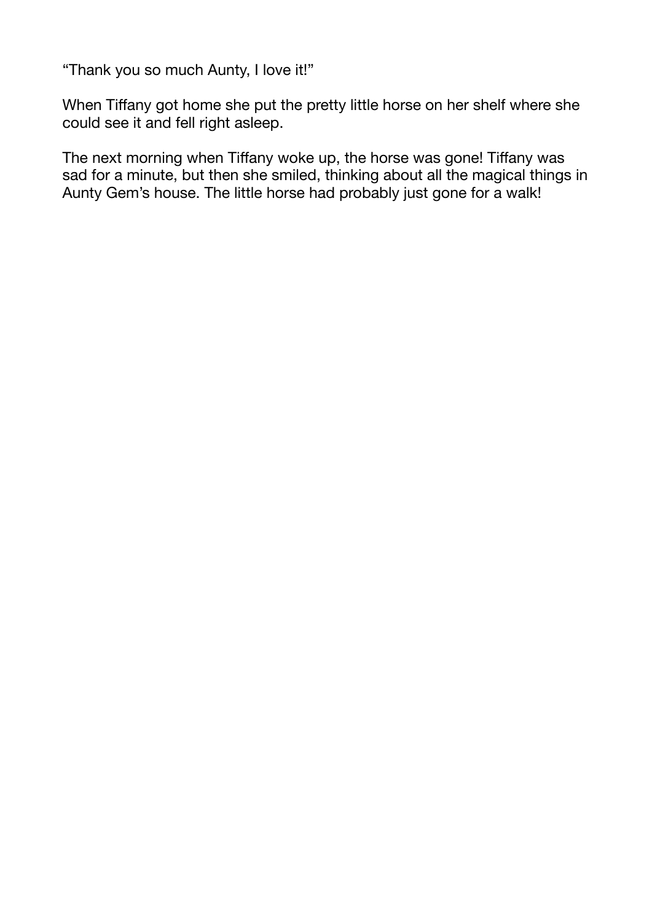"Thank you so much Aunty, I love it!"

When Tiffany got home she put the pretty little horse on her shelf where she could see it and fell right asleep.

The next morning when Tiffany woke up, the horse was gone! Tiffany was sad for a minute, but then she smiled, thinking about all the magical things in Aunty Gem's house. The little horse had probably just gone for a walk!